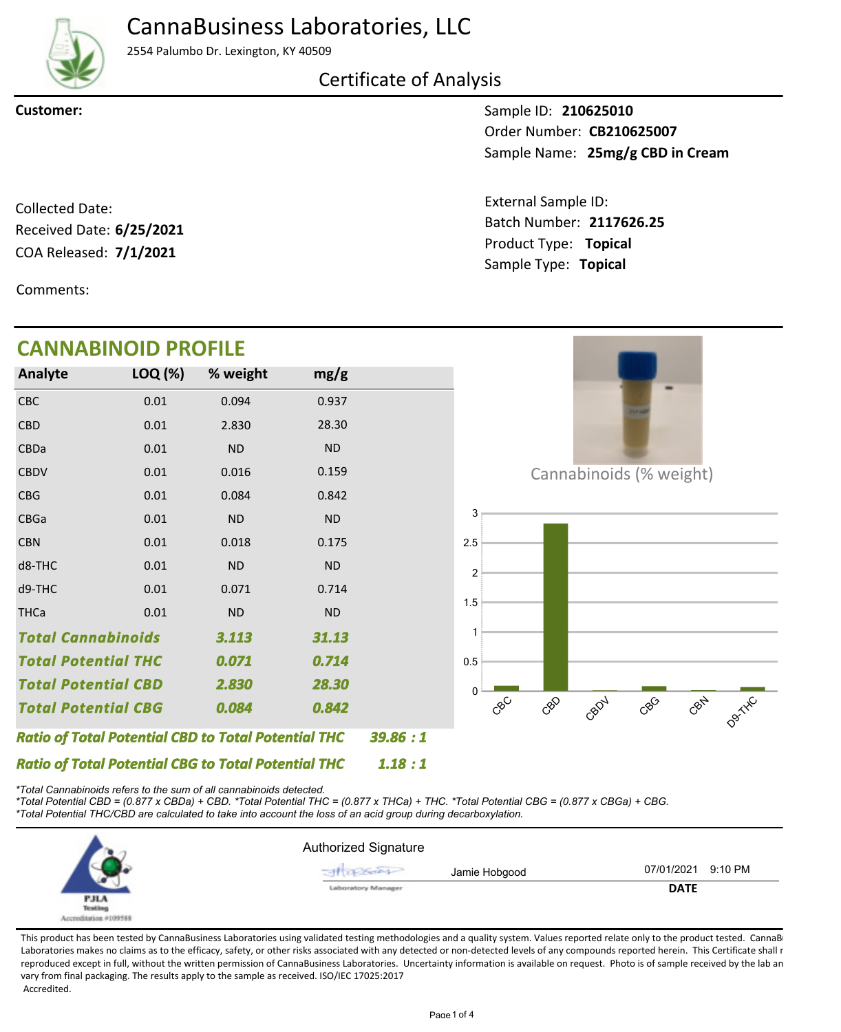# CannaBusiness Laboratories, LLC

2554 Palumbo Dr. Lexington, KY 40509

## Certificate of Analysis

**Customer:**

Sample ID: **210625010**
Order Number: **CB210625007**
Sample Name: **25mg/g CBD in Cream**

Collected Date:
Received Date: **6/25/2021**
COA Released: **7/1/2021**

External Sample ID:
Batch Number: **2117626.25**
Product Type: **Topical**
Sample Type: **Topical**

Comments:

## CANNABINOID PROFILE

| Analyte | LOQ (%) | % weight | mg/g |
|---|---|---|---|
| CBC | 0.01 | 0.094 | 0.937 |
| CBD | 0.01 | 2.830 | 28.30 |
| CBDa | 0.01 | ND | ND |
| CBDV | 0.01 | 0.016 | 0.159 |
| CBG | 0.01 | 0.084 | 0.842 |
| CBGa | 0.01 | ND | ND |
| CBN | 0.01 | 0.018 | 0.175 |
| d8-THC | 0.01 | ND | ND |
| d9-THC | 0.01 | 0.071 | 0.714 |
| THCa | 0.01 | ND | ND |
| ***Total Cannabinoids*** | | ***3.113*** | ***31.13*** |
| ***Total Potential THC*** | | ***0.071*** | ***0.714*** |
| ***Total Potential CBD*** | | ***2.830*** | ***28.30*** |
| ***Total Potential CBG*** | | ***0.084*** | ***0.842*** |

***Ratio of Total Potential CBD to Total Potential THC*** ***39.86 : 1***

***Ratio of Total Potential CBG to Total Potential THC*** ***1.18 : 1***

Cannabinoids (% weight)

| Cannabinoid | % weight |
|---|---|
| CBC | 0.094 |
| CBD | 2.830 |
| CBDV | 0.016 |
| CBG | 0.084 |
| CBN | 0.018 |
| D9-THC | 0.071 |

*\*Total Cannabinoids refers to the sum of all cannabinoids detected.*
*\*Total Potential CBD = (0.877 x CBDa) + CBD. \*Total Potential THC = (0.877 x THCa) + THC. \*Total Potential CBG = (0.877 x CBGa) + CBG.*
*\*Total Potential THC/CBD are calculated to take into account the loss of an acid group during decarboxylation.*

PJLA Testing Accreditation #109588

Authorized Signature

Jamie Hobgood — Laboratory Manager — 07/01/2021 9:10 PM

**DATE**

This product has been tested by CannaBusiness Laboratories using validated testing methodologies and a quality system. Values reported relate only to the product tested. CannaBusiness Laboratories makes no claims as to the efficacy, safety, or other risks associated with any detected or non-detected levels of any compounds reported herein. This Certificate shall not be reproduced except in full, without the written permission of CannaBusiness Laboratories. Uncertainty information is available on request. Photo is of sample received by the lab and may vary from final packaging. The results apply to the sample as received. ISO/IEC 17025:2017 Accredited.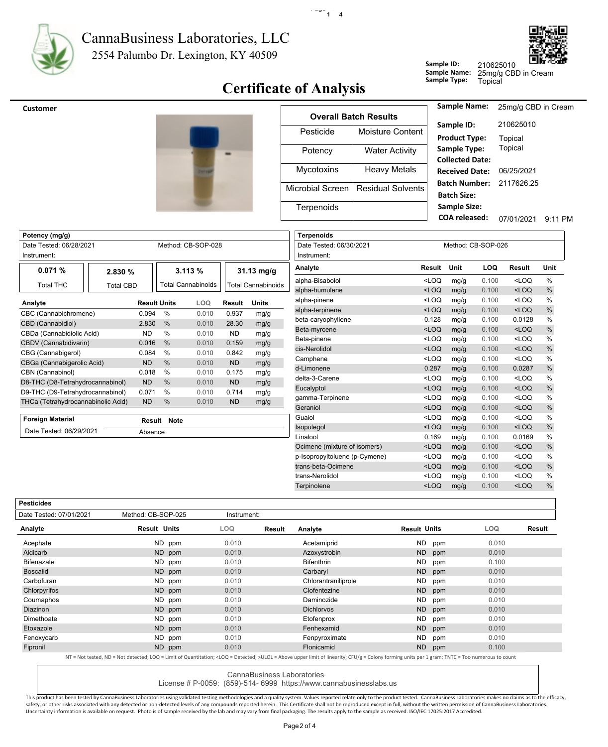# CannaBusiness Laboratories, LLC

2554 Palumbo Dr. Lexington, KY 40509

**Sample ID:** 210625010
**Sample Name:** 25mg/g CBD in Cream
**Sample Type:** Topical

## Certificate of Analysis

**Customer**

| Overall Batch Results | |
|---|---|
| Pesticide | Moisture Content |
| Potency | Water Activity |
| Mycotoxins | Heavy Metals |
| Microbial Screen | Residual Solvents |
| Terpenoids | |

| | |
|---|---|
| **Sample Name:** | 25mg/g CBD in Cream |
| **Sample ID:** | 210625010 |
| **Product Type:** | Topical |
| **Sample Type:** | Topical |
| **Collected Date:** | |
| **Received Date:** | 06/25/2021 |
| **Batch Number:** | 2117626.25 |
| **Batch Size:** | |
| **Sample Size:** | |
| **COA released:** | 07/01/2021 9:11 PM |

### Potency (mg/g)

Date Tested: 06/28/2021 Method: CB-SOP-028
Instrument:

| 0.071 % | 2.830 % | 3.113 % | 31.13 mg/g |
|---|---|---|---|
| Total THC | Total CBD | Total Cannabinoids | Total Cannabinoids |

| Analyte | Result | Units | LOQ | Result | Units |
|---|---|---|---|---|---|
| CBC (Cannabichromene) | 0.094 | % | 0.010 | 0.937 | mg/g |
| CBD (Cannabidiol) | 2.830 | % | 0.010 | 28.30 | mg/g |
| CBDa (Cannabidiolic Acid) | ND | % | 0.010 | ND | mg/g |
| CBDV (Cannabidivarin) | 0.016 | % | 0.010 | 0.159 | mg/g |
| CBG (Cannabigerol) | 0.084 | % | 0.010 | 0.842 | mg/g |
| CBGa (Cannabigerolic Acid) | ND | % | 0.010 | ND | mg/g |
| CBN (Cannabinol) | 0.018 | % | 0.010 | 0.175 | mg/g |
| D8-THC (D8-Tetrahydrocannabinol) | ND | % | 0.010 | ND | mg/g |
| D9-THC (D9-Tetrahydrocannabinol) | 0.071 | % | 0.010 | 0.714 | mg/g |
| THCa (Tetrahydrocannabinolic Acid) | ND | % | 0.010 | ND | mg/g |

### Foreign Material

| Foreign Material | Result | Note |
|---|---|---|
| Date Tested: 06/29/2021 | Absence | |

### Terpenoids

Date Tested: 06/30/2021 Method: CB-SOP-026
Instrument:

| Analyte | Result | Unit | LOQ | Result | Unit |
|---|---|---|---|---|---|
| alpha-Bisabolol | <LOQ | mg/g | 0.100 | <LOQ | % |
| alpha-humulene | <LOQ | mg/g | 0.100 | <LOQ | % |
| alpha-pinene | <LOQ | mg/g | 0.100 | <LOQ | % |
| alpha-terpinene | <LOQ | mg/g | 0.100 | <LOQ | % |
| beta-caryophyllene | 0.128 | mg/g | 0.100 | 0.0128 | % |
| Beta-myrcene | <LOQ | mg/g | 0.100 | <LOQ | % |
| Beta-pinene | <LOQ | mg/g | 0.100 | <LOQ | % |
| cis-Nerolidol | <LOQ | mg/g | 0.100 | <LOQ | % |
| Camphene | <LOQ | mg/g | 0.100 | <LOQ | % |
| d-Limonene | 0.287 | mg/g | 0.100 | 0.0287 | % |
| delta-3-Carene | <LOQ | mg/g | 0.100 | <LOQ | % |
| Eucalyptol | <LOQ | mg/g | 0.100 | <LOQ | % |
| gamma-Terpinene | <LOQ | mg/g | 0.100 | <LOQ | % |
| Geraniol | <LOQ | mg/g | 0.100 | <LOQ | % |
| Guaiol | <LOQ | mg/g | 0.100 | <LOQ | % |
| Isopulegol | <LOQ | mg/g | 0.100 | <LOQ | % |
| Linalool | 0.169 | mg/g | 0.100 | 0.0169 | % |
| Ocimene (mixture of isomers) | <LOQ | mg/g | 0.100 | <LOQ | % |
| p-Isopropyltoluene (p-Cymene) | <LOQ | mg/g | 0.100 | <LOQ | % |
| trans-beta-Ocimene | <LOQ | mg/g | 0.100 | <LOQ | % |
| trans-Nerolidol | <LOQ | mg/g | 0.100 | <LOQ | % |
| Terpinolene | <LOQ | mg/g | 0.100 | <LOQ | % |

### Pesticides

Date Tested: 07/01/2021 Method: CB-SOP-025 Instrument:

| Analyte | Result | Units | LOQ | Result | Analyte | Result | Units | LOQ | Result |
|---|---|---|---|---|---|---|---|---|---|
| Acephate | ND | ppm | 0.010 | | Acetamiprid | ND | ppm | 0.010 | |
| Aldicarb | ND | ppm | 0.010 | | Azoxystrobin | ND | ppm | 0.010 | |
| Bifenazate | ND | ppm | 0.010 | | Bifenthrin | ND | ppm | 0.100 | |
| Boscalid | ND | ppm | 0.010 | | Carbaryl | ND | ppm | 0.010 | |
| Carbofuran | ND | ppm | 0.010 | | Chlorantraniliprole | ND | ppm | 0.010 | |
| Chlorpyrifos | ND | ppm | 0.010 | | Clofentezine | ND | ppm | 0.010 | |
| Coumaphos | ND | ppm | 0.010 | | Daminozide | ND | ppm | 0.010 | |
| Diazinon | ND | ppm | 0.010 | | Dichlorvos | ND | ppm | 0.010 | |
| Dimethoate | ND | ppm | 0.010 | | Etofenprox | ND | ppm | 0.010 | |
| Etoxazole | ND | ppm | 0.010 | | Fenhexamid | ND | ppm | 0.010 | |
| Fenoxycarb | ND | ppm | 0.010 | | Fenpyroximate | ND | ppm | 0.010 | |
| Fipronil | ND | ppm | 0.010 | | Flonicamid | ND | ppm | 0.100 | |

NT = Not tested, ND = Not detected; LOQ = Limit of Quantitation; <LOQ = Detected; >ULOL = Above upper limit of linearity; CFU/g = Colony forming units per 1 gram; TNTC = Too numerous to count

CannaBusiness Laboratories
License # P-0059: (859)-514- 6999 https://www.cannabusinesslabs.us

This product has been tested by CannaBusiness Laboratories using validated testing methodologies and a quality system. Values reported relate only to the product tested. CannaBusiness Laboratories makes no claims as to the efficacy, safety, or other risks associated with any detected or non-detected levels of any compounds reported herein. This Certificate shall not be reproduced except in full, without the written permission of CannaBusiness Laboratories. Uncertainty information is available on request. Photo is of sample received by the lab and may vary from final packaging. The results apply to the sample as received. ISO/IEC 17025:2017 Accredited.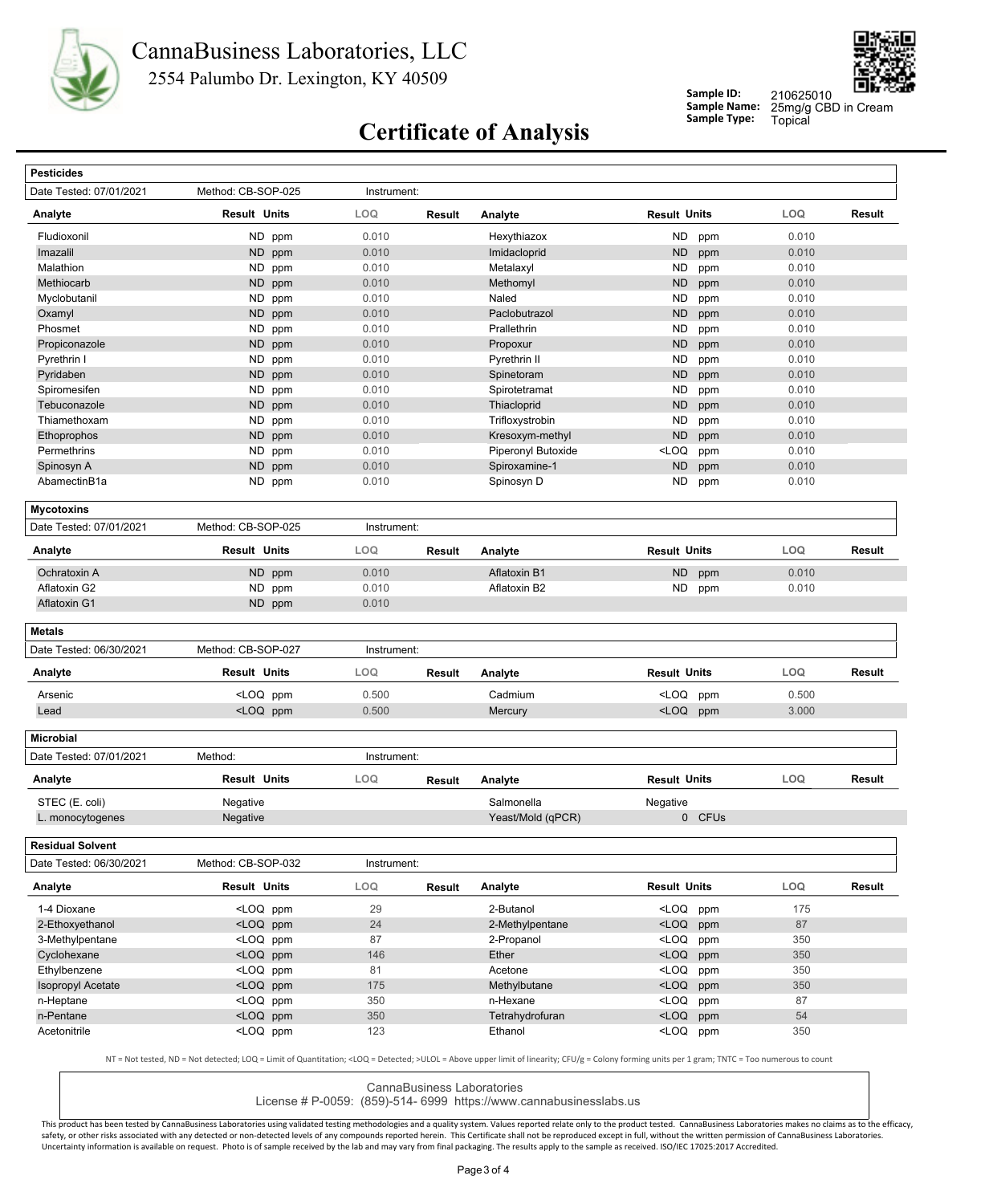# CannaBusiness Laboratories, LLC

2554 Palumbo Dr. Lexington, KY 40509

**Sample ID:** 210625010
**Sample Name:** 25mg/g CBD in Cream
**Sample Type:** Topical

## Certificate of Analysis

### Pesticides

Date Tested: 07/01/2021 | Method: CB-SOP-025 | Instrument:

| Analyte | Result | Units | LOQ | Result | Analyte | Result | Units | LOQ | Result |
|---|---|---|---|---|---|---|---|---|---|
| Fludioxonil | ND | ppm | 0.010 | | Hexythiazox | ND | ppm | 0.010 | |
| Imazalil | ND | ppm | 0.010 | | Imidacloprid | ND | ppm | 0.010 | |
| Malathion | ND | ppm | 0.010 | | Metalaxyl | ND | ppm | 0.010 | |
| Methiocarb | ND | ppm | 0.010 | | Methomyl | ND | ppm | 0.010 | |
| Myclobutanil | ND | ppm | 0.010 | | Naled | ND | ppm | 0.010 | |
| Oxamyl | ND | ppm | 0.010 | | Paclobutrazol | ND | ppm | 0.010 | |
| Phosmet | ND | ppm | 0.010 | | Prallethrin | ND | ppm | 0.010 | |
| Propiconazole | ND | ppm | 0.010 | | Propoxur | ND | ppm | 0.010 | |
| Pyrethrin I | ND | ppm | 0.010 | | Pyrethrin II | ND | ppm | 0.010 | |
| Pyridaben | ND | ppm | 0.010 | | Spinetoram | ND | ppm | 0.010 | |
| Spiromesifen | ND | ppm | 0.010 | | Spirotetramat | ND | ppm | 0.010 | |
| Tebuconazole | ND | ppm | 0.010 | | Thiacloprid | ND | ppm | 0.010 | |
| Thiamethoxam | ND | ppm | 0.010 | | Trifloxystrobin | ND | ppm | 0.010 | |
| Ethoprophos | ND | ppm | 0.010 | | Kresoxym-methyl | ND | ppm | 0.010 | |
| Permethrins | ND | ppm | 0.010 | | Piperonyl Butoxide | <LOQ | ppm | 0.010 | |
| Spinosyn A | ND | ppm | 0.010 | | Spiroxamine-1 | ND | ppm | 0.010 | |
| AbamectinB1a | ND | ppm | 0.010 | | Spinosyn D | ND | ppm | 0.010 | |

### Mycotoxins

Date Tested: 07/01/2021 | Method: CB-SOP-025 | Instrument:

| Analyte | Result | Units | LOQ | Result | Analyte | Result | Units | LOQ | Result |
|---|---|---|---|---|---|---|---|---|---|
| Ochratoxin A | ND | ppm | 0.010 | | Aflatoxin B1 | ND | ppm | 0.010 | |
| Aflatoxin G2 | ND | ppm | 0.010 | | Aflatoxin B2 | ND | ppm | 0.010 | |
| Aflatoxin G1 | ND | ppm | 0.010 | | | | | | |

### Metals

Date Tested: 06/30/2021 | Method: CB-SOP-027 | Instrument:

| Analyte | Result | Units | LOQ | Result | Analyte | Result | Units | LOQ | Result |
|---|---|---|---|---|---|---|---|---|---|
| Arsenic | <LOQ | ppm | 0.500 | | Cadmium | <LOQ | ppm | 0.500 | |
| Lead | <LOQ | ppm | 0.500 | | Mercury | <LOQ | ppm | 3.000 | |

### Microbial

Date Tested: 07/01/2021 | Method: | Instrument:

| Analyte | Result | Units | LOQ | Result | Analyte | Result | Units | LOQ | Result |
|---|---|---|---|---|---|---|---|---|---|
| STEC (E. coli) | Negative | | | | Salmonella | Negative | | | |
| L. monocytogenes | Negative | | | | Yeast/Mold (qPCR) | 0 | CFUs | | |

### Residual Solvent

Date Tested: 06/30/2021 | Method: CB-SOP-032 | Instrument:

| Analyte | Result | Units | LOQ | Result | Analyte | Result | Units | LOQ | Result |
|---|---|---|---|---|---|---|---|---|---|
| 1-4 Dioxane | <LOQ | ppm | 29 | | 2-Butanol | <LOQ | ppm | 175 | |
| 2-Ethoxyethanol | <LOQ | ppm | 24 | | 2-Methylpentane | <LOQ | ppm | 87 | |
| 3-Methylpentane | <LOQ | ppm | 87 | | 2-Propanol | <LOQ | ppm | 350 | |
| Cyclohexane | <LOQ | ppm | 146 | | Ether | <LOQ | ppm | 350 | |
| Ethylbenzene | <LOQ | ppm | 81 | | Acetone | <LOQ | ppm | 350 | |
| Isopropyl Acetate | <LOQ | ppm | 175 | | Methylbutane | <LOQ | ppm | 350 | |
| n-Heptane | <LOQ | ppm | 350 | | n-Hexane | <LOQ | ppm | 87 | |
| n-Pentane | <LOQ | ppm | 350 | | Tetrahydrofuran | <LOQ | ppm | 54 | |
| Acetonitrile | <LOQ | ppm | 123 | | Ethanol | <LOQ | ppm | 350 | |

NT = Not tested, ND = Not detected; LOQ = Limit of Quantitation; <LOQ = Detected; >ULOL = Above upper limit of linearity; CFU/g = Colony forming units per 1 gram; TNTC = Too numerous to count

CannaBusiness Laboratories
License # P-0059: (859)-514- 6999 https://www.cannabusinesslabs.us

This product has been tested by CannaBusiness Laboratories using validated testing methodologies and a quality system. Values reported relate only to the product tested. CannaBusiness Laboratories makes no claims as to the efficacy, safety, or other risks associated with any detected or non-detected levels of any compounds reported herein. This Certificate shall not be reproduced except in full, without the written permission of CannaBusiness Laboratories. Uncertainty information is available on request. Photo is of sample received by the lab and may vary from final packaging. The results apply to the sample as received. ISO/IEC 17025:2017 Accredited.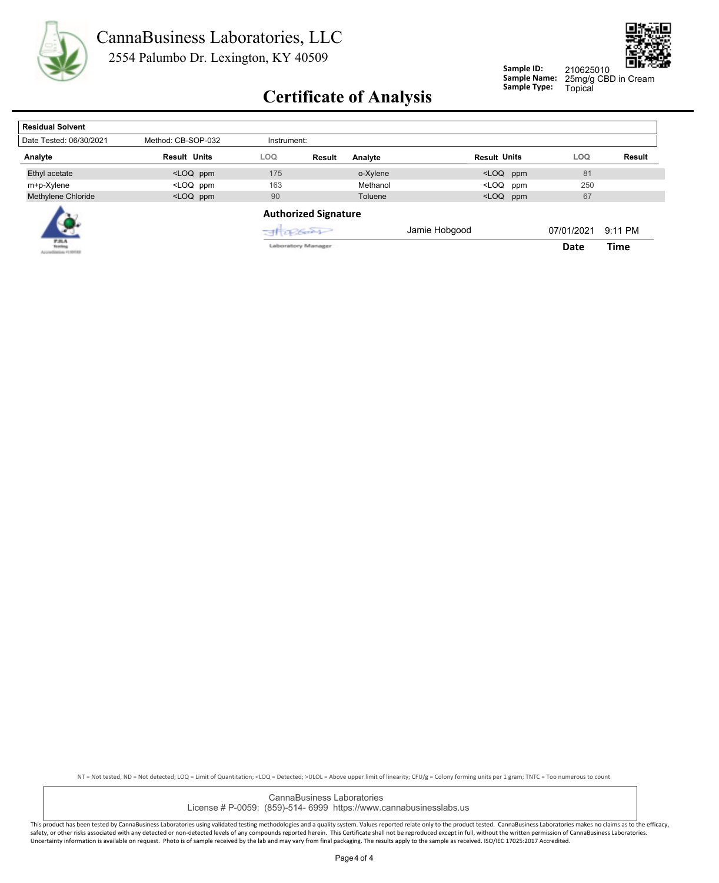# CannaBusiness Laboratories, LLC

2554 Palumbo Dr. Lexington, KY 40509

**Sample ID:** 210625010
**Sample Name:** 25mg/g CBD in Cream
**Sample Type:** Topical

## Certificate of Analysis

**Residual Solvent**

Date Tested: 06/30/2021 | Method: CB-SOP-032 | Instrument:

| Analyte | Result | Units | LOQ | Result | Analyte | Result | Units | LOQ | Result |
|---|---|---|---|---|---|---|---|---|---|
| Ethyl acetate | <LOQ | ppm | 175 | | o-Xylene | <LOQ | ppm | 81 | |
| m+p-Xylene | <LOQ | ppm | 163 | | Methanol | <LOQ | ppm | 250 | |
| Methylene Chloride | <LOQ | ppm | 90 | | Toluene | <LOQ | ppm | 67 | |

**Authorized Signature**

Jamie Hobgood — Laboratory Manager

| Date | Time |
|---|---|
| 07/01/2021 | 9:11 PM |

NT = Not tested, ND = Not detected; LOQ = Limit of Quantitation; <LOQ = Detected; >ULOL = Above upper limit of linearity; CFU/g = Colony forming units per 1 gram; TNTC = Too numerous to count

CannaBusiness Laboratories
License # P-0059: (859)-514- 6999 https://www.cannabusinesslabs.us

This product has been tested by CannaBusiness Laboratories using validated testing methodologies and a quality system. Values reported relate only to the product tested. CannaBusiness Laboratories makes no claims as to the efficacy, safety, or other risks associated with any detected or non-detected levels of any compounds reported herein. This Certificate shall not be reproduced except in full, without the written permission of CannaBusiness Laboratories. Uncertainty information is available on request. Photo is of sample received by the lab and may vary from final packaging. The results apply to the sample as received. ISO/IEC 17025:2017 Accredited.